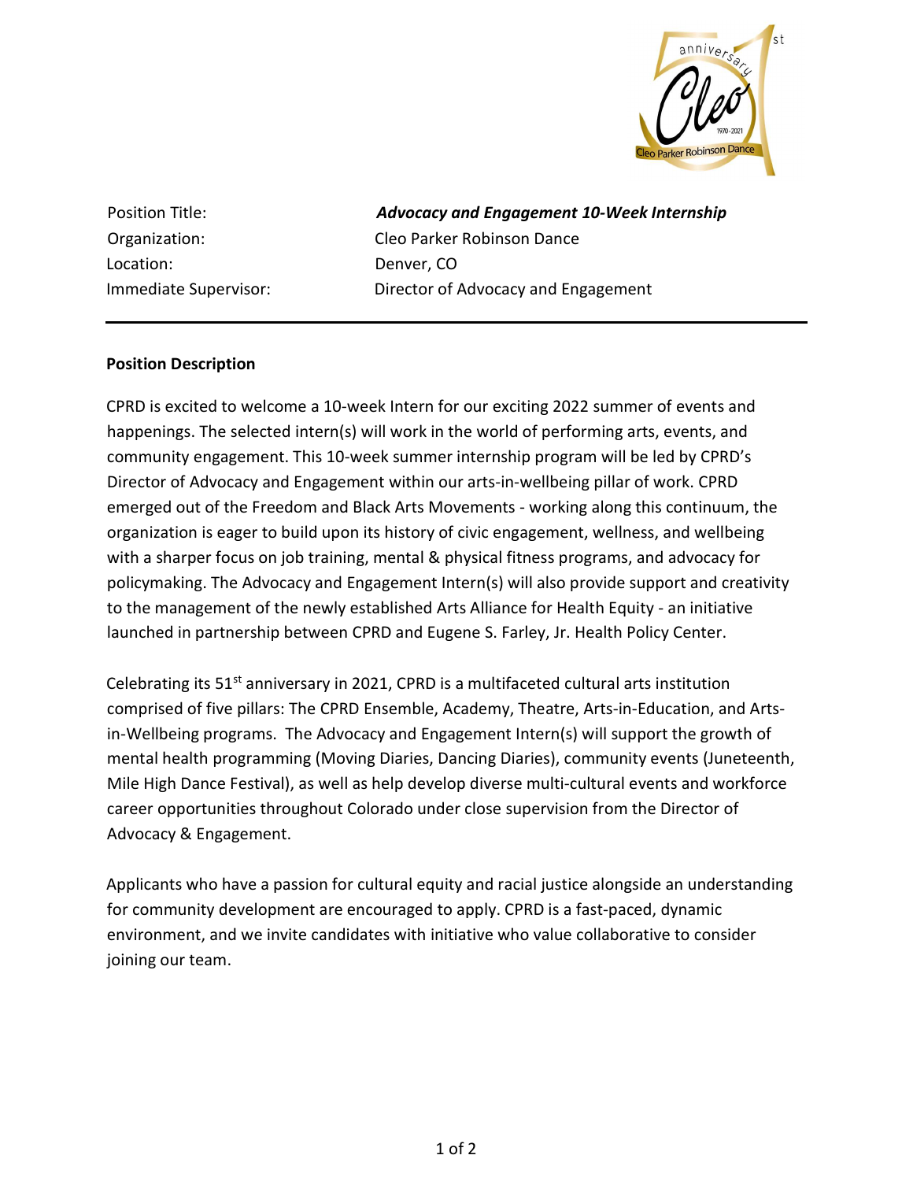| | |
|---|---|
| Position Title: | ***Advocacy and Engagement 10-Week Internship*** |
| Organization: | Cleo Parker Robinson Dance |
| Location: | Denver, CO |
| Immediate Supervisor: | Director of Advocacy and Engagement |

---

**Position Description**

CPRD is excited to welcome a 10-week Intern for our exciting 2022 summer of events and happenings. The selected intern(s) will work in the world of performing arts, events, and community engagement. This 10-week summer internship program will be led by CPRD's Director of Advocacy and Engagement within our arts-in-wellbeing pillar of work. CPRD emerged out of the Freedom and Black Arts Movements - working along this continuum, the organization is eager to build upon its history of civic engagement, wellness, and wellbeing with a sharper focus on job training, mental & physical fitness programs, and advocacy for policymaking. The Advocacy and Engagement Intern(s) will also provide support and creativity to the management of the newly established Arts Alliance for Health Equity - an initiative launched in partnership between CPRD and Eugene S. Farley, Jr. Health Policy Center.

Celebrating its 51st anniversary in 2021, CPRD is a multifaceted cultural arts institution comprised of five pillars: The CPRD Ensemble, Academy, Theatre, Arts-in-Education, and Arts-in-Wellbeing programs. The Advocacy and Engagement Intern(s) will support the growth of mental health programming (Moving Diaries, Dancing Diaries), community events (Juneteenth, Mile High Dance Festival), as well as help develop diverse multi-cultural events and workforce career opportunities throughout Colorado under close supervision from the Director of Advocacy & Engagement.

Applicants who have a passion for cultural equity and racial justice alongside an understanding for community development are encouraged to apply. CPRD is a fast-paced, dynamic environment, and we invite candidates with initiative who value collaborative to consider joining our team.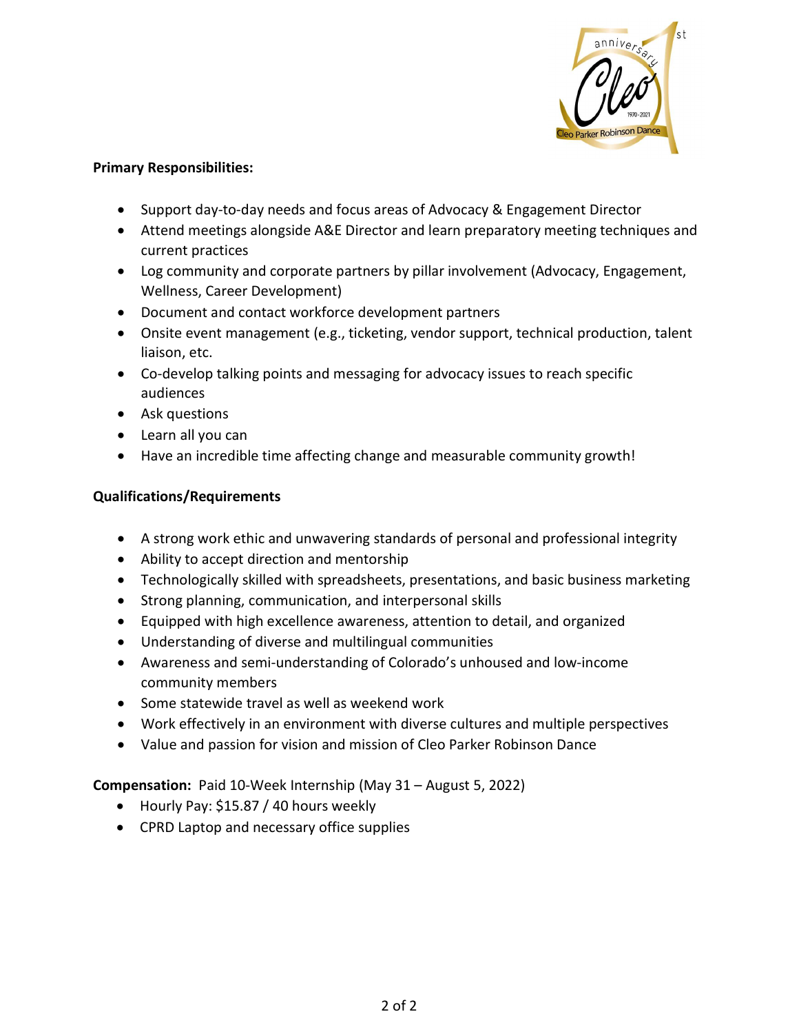**Primary Responsibilities:**

- Support day-to-day needs and focus areas of Advocacy & Engagement Director
- Attend meetings alongside A&E Director and learn preparatory meeting techniques and current practices
- Log community and corporate partners by pillar involvement (Advocacy, Engagement, Wellness, Career Development)
- Document and contact workforce development partners
- Onsite event management (e.g., ticketing, vendor support, technical production, talent liaison, etc.
- Co-develop talking points and messaging for advocacy issues to reach specific audiences
- Ask questions
- Learn all you can
- Have an incredible time affecting change and measurable community growth!

**Qualifications/Requirements**

- A strong work ethic and unwavering standards of personal and professional integrity
- Ability to accept direction and mentorship
- Technologically skilled with spreadsheets, presentations, and basic business marketing
- Strong planning, communication, and interpersonal skills
- Equipped with high excellence awareness, attention to detail, and organized
- Understanding of diverse and multilingual communities
- Awareness and semi-understanding of Colorado's unhoused and low-income community members
- Some statewide travel as well as weekend work
- Work effectively in an environment with diverse cultures and multiple perspectives
- Value and passion for vision and mission of Cleo Parker Robinson Dance

**Compensation:** Paid 10-Week Internship (May 31 – August 5, 2022)

- Hourly Pay: $15.87 / 40 hours weekly
- CPRD Laptop and necessary office supplies